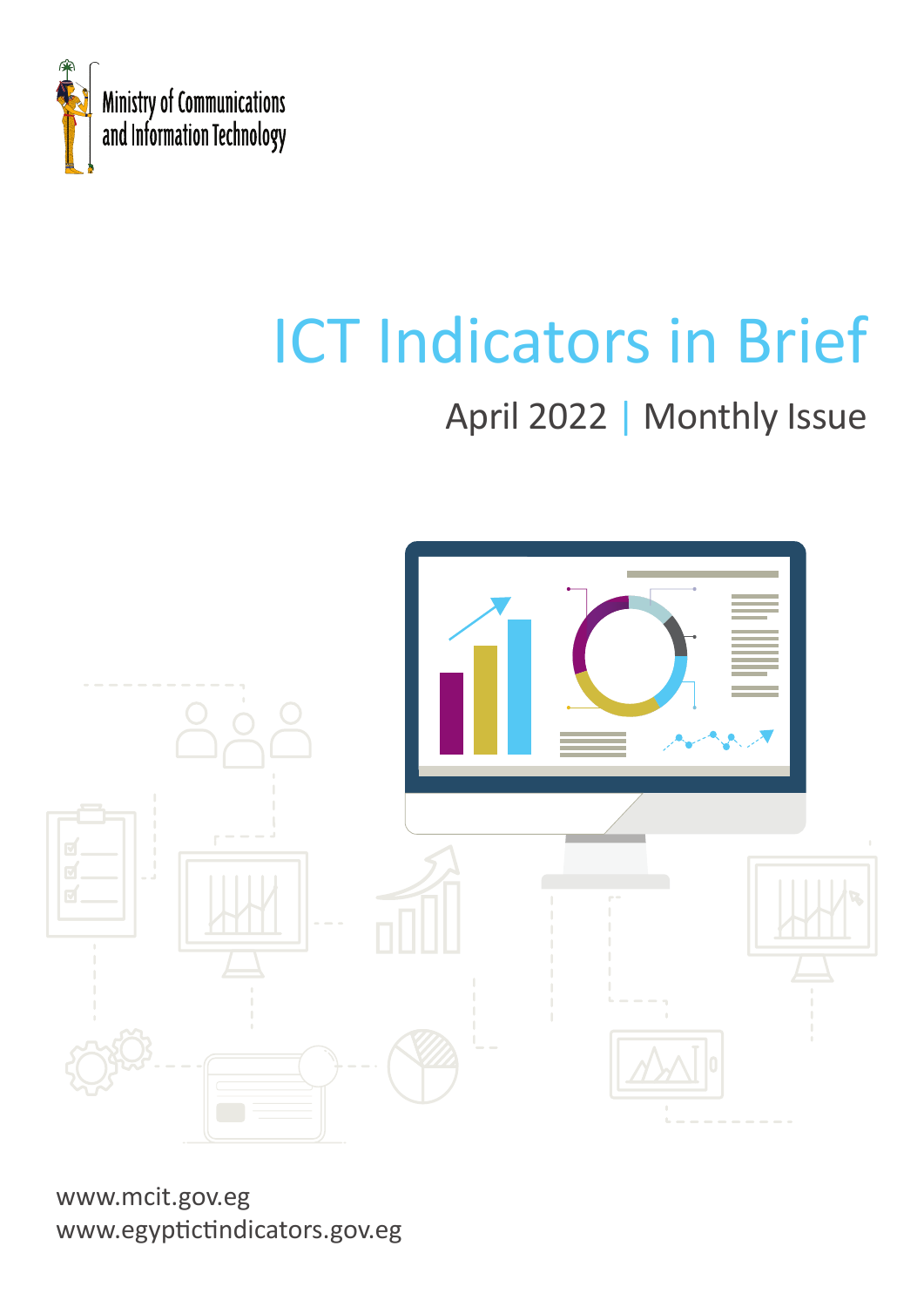Ministry of Communications and Information Technology

# ICT Indicators in Brief

## April 2022 | Monthly Issue

www.mcit.gov.eg
www.egyptictindicators.gov.eg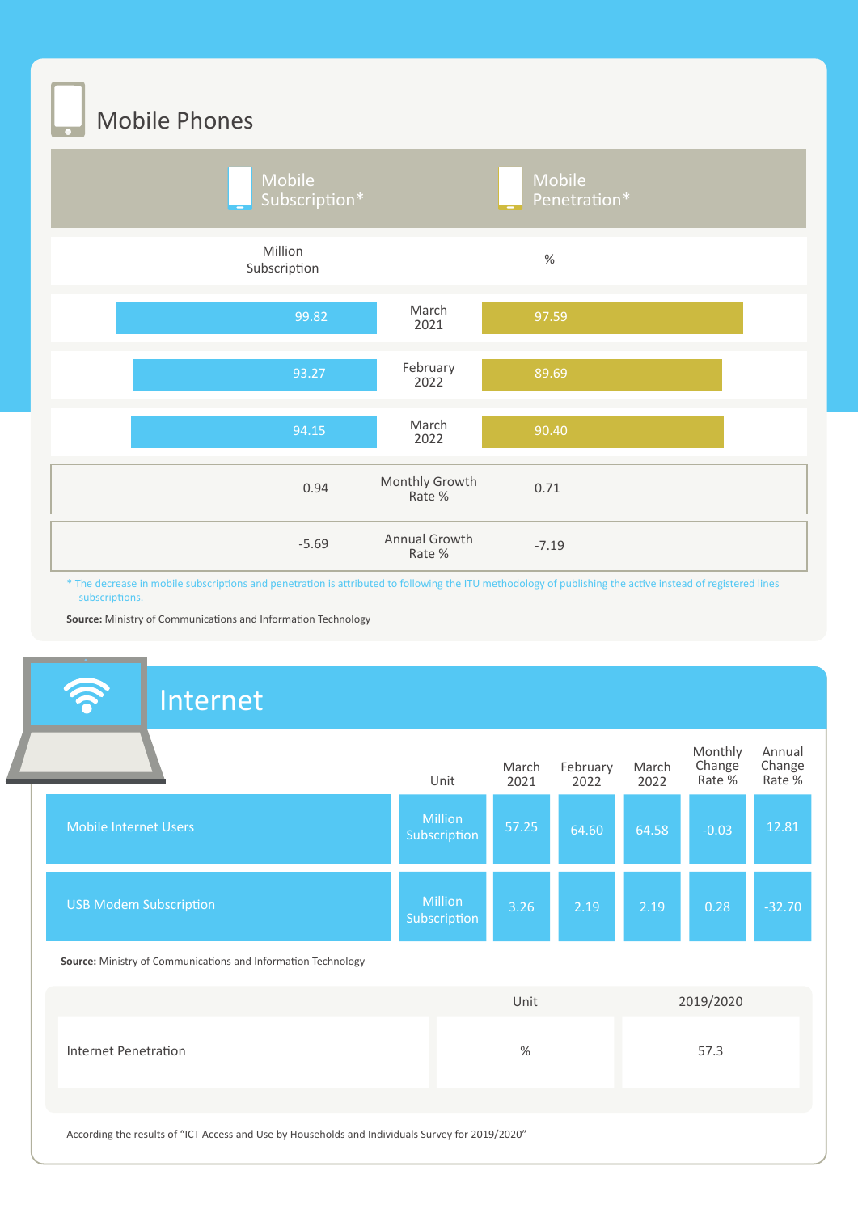## Mobile Phones

| Mobile Subscription* |  | Mobile Penetration* |
|---|---|---|
| Million Subscription |  | % |
| 99.82 | March 2021 | 97.59 |
| 93.27 | February 2022 | 89.69 |
| 94.15 | March 2022 | 90.40 |
| 0.94 | Monthly Growth Rate % | 0.71 |
| -5.69 | Annual Growth Rate % | -7.19 |

* The decrease in mobile subscriptions and penetration is attributed to following the ITU methodology of publishing the active instead of registered lines subscriptions.

**Source:** Ministry of Communications and Information Technology

## Internet

|  | Unit | March 2021 | February 2022 | March 2022 | Monthly Change Rate % | Annual Change Rate % |
|---|---|---|---|---|---|---|
| Mobile Internet Users | Million Subscription | 57.25 | 64.60 | 64.58 | -0.03 | 12.81 |
| USB Modem Subscription | Million Subscription | 3.26 | 2.19 | 2.19 | 0.28 | -32.70 |

**Source:** Ministry of Communications and Information Technology

|  | Unit | 2019/2020 |
|---|---|---|
| Internet Penetration | % | 57.3 |

According the results of "ICT Access and Use by Households and Individuals Survey for 2019/2020"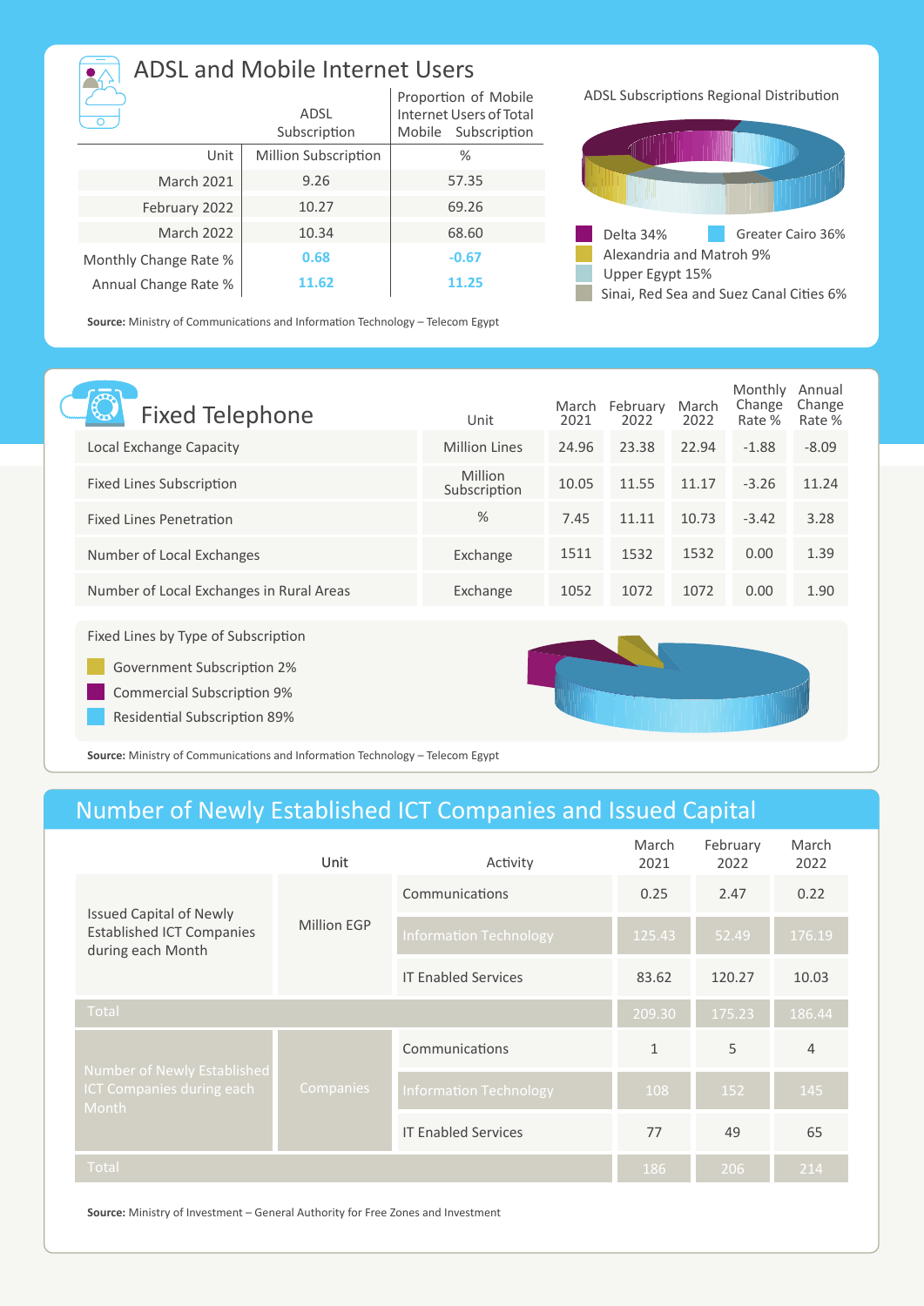## ADSL and Mobile Internet Users

| | ADSL Subscription | Proportion of Mobile Internet Users of Total Mobile Subscription |
|---|---|---|
| Unit | Million Subscription | % |
| March 2021 | 9.26 | 57.35 |
| February 2022 | 10.27 | 69.26 |
| March 2022 | 10.34 | 68.60 |
| Monthly Change Rate % | 0.68 | -0.67 |
| Annual Change Rate % | 11.62 | 11.25 |

**Source:** Ministry of Communications and Information Technology – Telecom Egypt

ADSL Subscriptions Regional Distribution

- Delta 34%
- Greater Cairo 36%
- Alexandria and Matroh 9%
- Upper Egypt 15%
- Sinai, Red Sea and Suez Canal Cities 6%

## Fixed Telephone

| | Unit | March 2021 | February 2022 | March 2022 | Monthly Change Rate % | Annual Change Rate % |
|---|---|---|---|---|---|---|
| Local Exchange Capacity | Million Lines | 24.96 | 23.38 | 22.94 | -1.88 | -8.09 |
| Fixed Lines Subscription | Million Subscription | 10.05 | 11.55 | 11.17 | -3.26 | 11.24 |
| Fixed Lines Penetration | % | 7.45 | 11.11 | 10.73 | -3.42 | 3.28 |
| Number of Local Exchanges | Exchange | 1511 | 1532 | 1532 | 0.00 | 1.39 |
| Number of Local Exchanges in Rural Areas | Exchange | 1052 | 1072 | 1072 | 0.00 | 1.90 |

Fixed Lines by Type of Subscription

- Government Subscription 2%
- Commercial Subscription 9%
- Residential Subscription 89%

**Source:** Ministry of Communications and Information Technology – Telecom Egypt

## Number of Newly Established ICT Companies and Issued Capital

| | Unit | Activity | March 2021 | February 2022 | March 2022 |
|---|---|---|---|---|---|
| Issued Capital of Newly Established ICT Companies during each Month | Million EGP | Communications | 0.25 | 2.47 | 0.22 |
| | | Information Technology | 125.43 | 52.49 | 176.19 |
| | | IT Enabled Services | 83.62 | 120.27 | 10.03 |
| Total | | | 209.30 | 175.23 | 186.44 |
| Number of Newly Established ICT Companies during each Month | Companies | Communications | 1 | 5 | 4 |
| | | Information Technology | 108 | 152 | 145 |
| | | IT Enabled Services | 77 | 49 | 65 |
| Total | | | 186 | 206 | 214 |

**Source:** Ministry of Investment – General Authority for Free Zones and Investment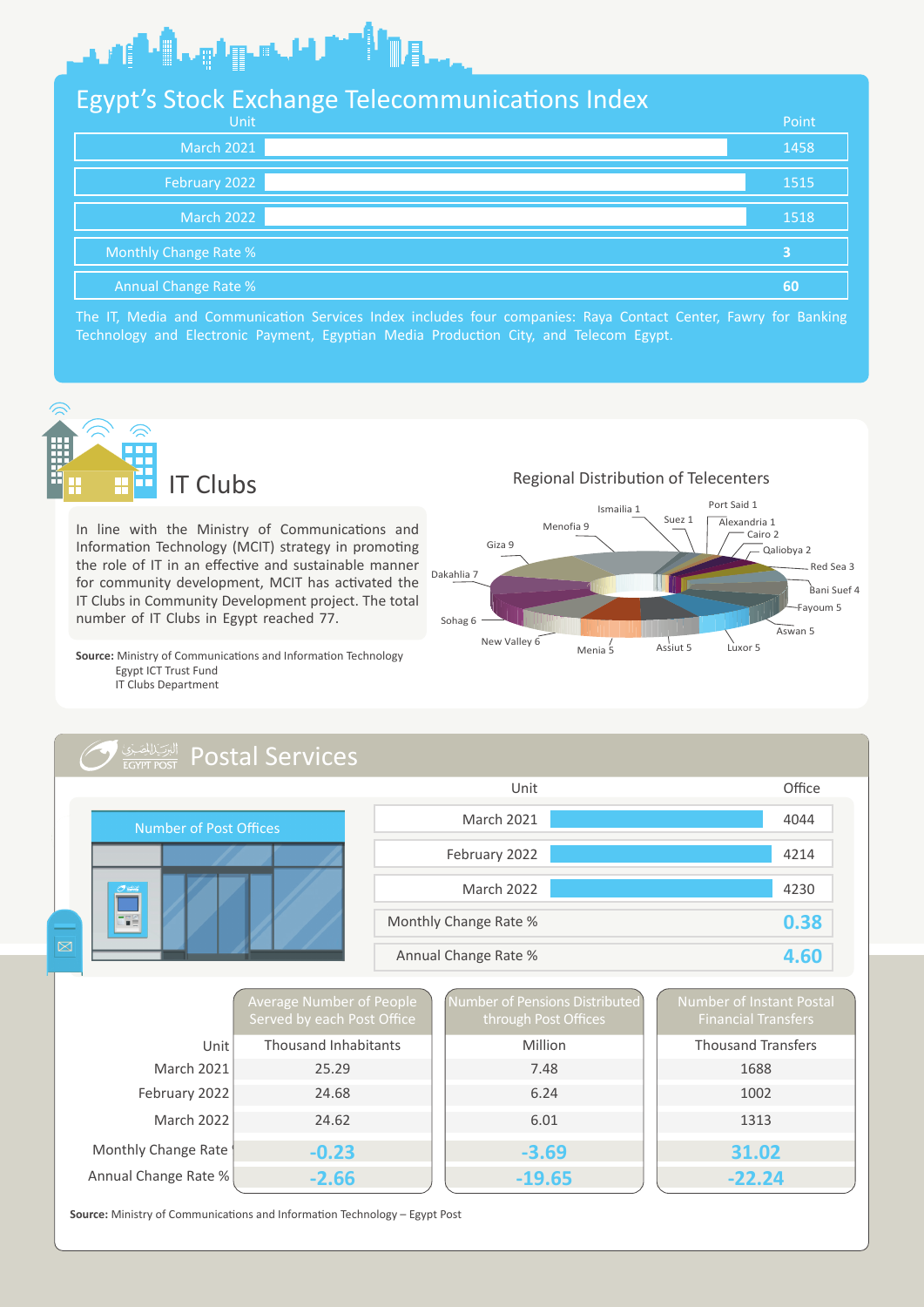## Egypt's Stock Exchange Telecommunications Index

| Unit | Point |
|---|---|
| March 2021 | 1458 |
| February 2022 | 1515 |
| March 2022 | 1518 |
| Monthly Change Rate % | 3 |
| Annual Change Rate % | 60 |

The IT, Media and Communication Services Index includes four companies: Raya Contact Center, Fawry for Banking Technology and Electronic Payment, Egyptian Media Production City, and Telecom Egypt.

## IT Clubs

In line with the Ministry of Communications and Information Technology (MCIT) strategy in promoting the role of IT in an effective and sustainable manner for community development, MCIT has activated the IT Clubs in Community Development project. The total number of IT Clubs in Egypt reached 77.

**Source:** Ministry of Communications and Information Technology
Egypt ICT Trust Fund
IT Clubs Department

Regional Distribution of Telecenters

Ismailia 1
Port Said 1
Suez 1
Alexandria 1
Cairo 2
Menofia 9
Qaliobya 2
Giza 9
Red Sea 3
Dakahlia 7
Bani Suef 4
Fayoum 5
Sohag 6
Aswan 5
New Valley 6
Menia 5
Assiut 5
Luxor 5

## Postal Services

EGYPT POST

Number of Post Offices

| Unit | Office |
|---|---|
| March 2021 | 4044 |
| February 2022 | 4214 |
| March 2022 | 4230 |
| Monthly Change Rate % | 0.38 |
| Annual Change Rate % | 4.60 |

| | Average Number of People Served by each Post Office | Number of Pensions Distributed through Post Offices | Number of Instant Postal Financial Transfers |
|---|---|---|---|
| Unit | Thousand Inhabitants | Million | Thousand Transfers |
| March 2021 | 25.29 | 7.48 | 1688 |
| February 2022 | 24.68 | 6.24 | 1002 |
| March 2022 | 24.62 | 6.01 | 1313 |
| Monthly Change Rate | -0.23 | -3.69 | 31.02 |
| Annual Change Rate % | -2.66 | -19.65 | -22.24 |

**Source:** Ministry of Communications and Information Technology – Egypt Post